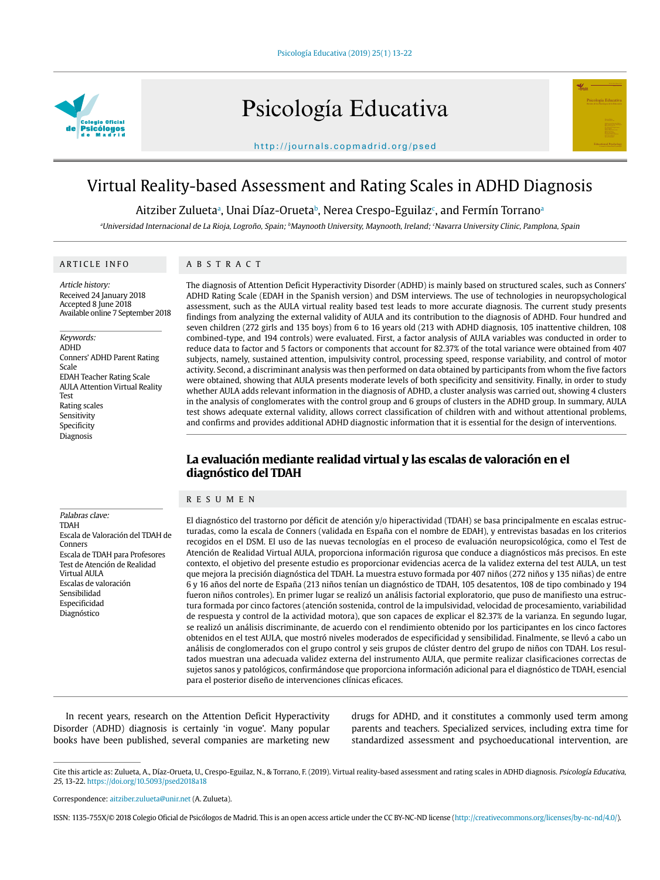# Virtual Reality-based Assessment and Rating Scales in ADHD Diagnosis

Aitziber Zulueta[a], Unai Díaz-Orueta[b], Nerea Crespo-Eguilaz[c], and Fermín Torrano[a]

[a]Universidad Internacional de La Rioja, Logroño, Spain; [b]Maynooth University, Maynooth, Ireland; [c]Navarra University Clinic, Pamplona, Spain

## ARTICLE INFO

*Article history:*
Received 24 January 2018
Accepted 8 June 2018
Available online 7 September 2018

*Keywords:*
ADHD
Conners' ADHD Parent Rating Scale
EDAH Teacher Rating Scale
AULA Attention Virtual Reality Test
Rating scales
Sensitivity
Specificity
Diagnosis

## ABSTRACT

The diagnosis of Attention Deficit Hyperactivity Disorder (ADHD) is mainly based on structured scales, such as Conners' ADHD Rating Scale (EDAH in the Spanish version) and DSM interviews. The use of technologies in neuropsychological assessment, such as the AULA virtual reality based test leads to more accurate diagnosis. The current study presents findings from analyzing the external validity of AULA and its contribution to the diagnosis of ADHD. Four hundred and seven children (272 girls and 135 boys) from 6 to 16 years old (213 with ADHD diagnosis, 105 inattentive children, 108 combined-type, and 194 controls) were evaluated. First, a factor analysis of AULA variables was conducted in order to reduce data to factor and 5 factors or components that account for 82.37% of the total variance were obtained from 407 subjects, namely, sustained attention, impulsivity control, processing speed, response variability, and control of motor activity. Second, a discriminant analysis was then performed on data obtained by participants from whom the five factors were obtained, showing that AULA presents moderate levels of both specificity and sensitivity. Finally, in order to study whether AULA adds relevant information in the diagnosis of ADHD, a cluster analysis was carried out, showing 4 clusters in the analysis of conglomerates with the control group and 6 groups of clusters in the ADHD group. In summary, AULA test shows adequate external validity, allows correct classification of children with and without attentional problems, and confirms and provides additional ADHD diagnostic information that it is essential for the design of interventions.

## La evaluación mediante realidad virtual y las escalas de valoración en el diagnóstico del TDAH

*Palabras clave:*
TDAH
Escala de Valoración del TDAH de Conners
Escala de TDAH para Profesores
Test de Atención de Realidad Virtual AULA
Escalas de valoración
Sensibilidad
Especificidad
Diagnóstico

## RESUMEN

El diagnóstico del trastorno por déficit de atención y/o hiperactividad (TDAH) se basa principalmente en escalas estructuradas, como la escala de Conners (validada en España con el nombre de EDAH), y entrevistas basadas en los criterios recogidos en el DSM. El uso de las nuevas tecnologías en el proceso de evaluación neuropsicológica, como el Test de Atención de Realidad Virtual AULA, proporciona información rigurosa que conduce a diagnósticos más precisos. En este contexto, el objetivo del presente estudio es proporcionar evidencias acerca de la validez externa del test AULA, un test que mejora la precisión diagnóstica del TDAH. La muestra estuvo formada por 407 niños (272 niños y 135 niñas) de entre 6 y 16 años del norte de España (213 niños tenían un diagnóstico de TDAH, 105 desatentos, 108 de tipo combinado y 194 fueron niños controles). En primer lugar se realizó un análisis factorial exploratorio, que puso de manifiesto una estructura formada por cinco factores (atención sostenida, control de la impulsividad, velocidad de procesamiento, variabilidad de respuesta y control de la actividad motora), que son capaces de explicar el 82.37% de la varianza. En segundo lugar, se realizó un análisis discriminante, de acuerdo con el rendimiento obtenido por los participantes en los cinco factores obtenidos en el test AULA, que mostró niveles moderados de especificidad y sensibilidad. Finalmente, se llevó a cabo un análisis de conglomerados con el grupo control y seis grupos de clúster dentro del grupo de niños con TDAH. Los resultados muestran una adecuada validez externa del instrumento AULA, que permite realizar clasificaciones correctas de sujetos sanos y patológicos, confirmándose que proporciona información adicional para el diagnóstico de TDAH, esencial para el posterior diseño de intervenciones clínicas eficaces.

In recent years, research on the Attention Deficit Hyperactivity Disorder (ADHD) diagnosis is certainly 'in vogue'. Many popular books have been published, several companies are marketing new drugs for ADHD, and it constitutes a commonly used term among parents and teachers. Specialized services, including extra time for standardized assessment and psychoeducational intervention, are

Cite this article as: Zulueta, A., Díaz-Orueta, U., Crespo-Eguilaz, N., & Torrano, F. (2019). Virtual reality-based assessment and rating scales in ADHD diagnosis. *Psicología Educativa, 25*, 13-22. https://doi.org/10.5093/psed2018a18

Correspondence: aitziber.zulueta@unir.net (A. Zulueta).

ISSN: 1135-755X/© 2018 Colegio Oficial de Psicólogos de Madrid. This is an open access article under the CC BY-NC-ND license (http://creativecommons.org/licenses/by-nc-nd/4.0/).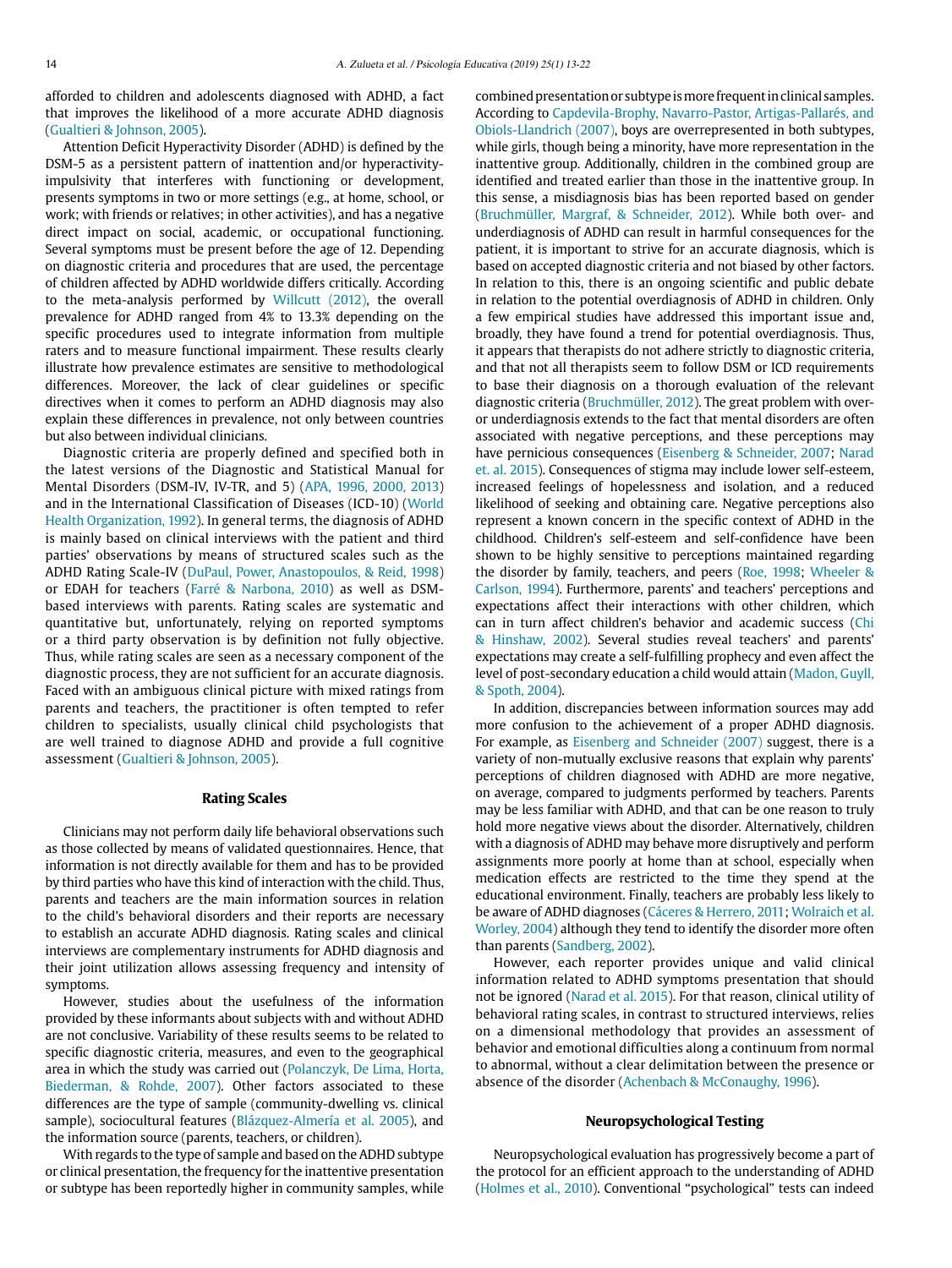afforded to children and adolescents diagnosed with ADHD, a fact that improves the likelihood of a more accurate ADHD diagnosis (Gualtieri & Johnson, 2005).

Attention Deficit Hyperactivity Disorder (ADHD) is defined by the DSM-5 as a persistent pattern of inattention and/or hyperactivity-impulsivity that interferes with functioning or development, presents symptoms in two or more settings (e.g., at home, school, or work; with friends or relatives; in other activities), and has a negative direct impact on social, academic, or occupational functioning. Several symptoms must be present before the age of 12. Depending on diagnostic criteria and procedures that are used, the percentage of children affected by ADHD worldwide differs critically. According to the meta-analysis performed by Willcutt (2012), the overall prevalence for ADHD ranged from 4% to 13.3% depending on the specific procedures used to integrate information from multiple raters and to measure functional impairment. These results clearly illustrate how prevalence estimates are sensitive to methodological differences. Moreover, the lack of clear guidelines or specific directives when it comes to perform an ADHD diagnosis may also explain these differences in prevalence, not only between countries but also between individual clinicians.

Diagnostic criteria are properly defined and specified both in the latest versions of the Diagnostic and Statistical Manual for Mental Disorders (DSM-IV, IV-TR, and 5) (APA, 1996, 2000, 2013) and in the International Classification of Diseases (ICD-10) (World Health Organization, 1992). In general terms, the diagnosis of ADHD is mainly based on clinical interviews with the patient and third parties' observations by means of structured scales such as the ADHD Rating Scale-IV (DuPaul, Power, Anastopoulos, & Reid, 1998) or EDAH for teachers (Farré & Narbona, 2010) as well as DSM-based interviews with parents. Rating scales are systematic and quantitative but, unfortunately, relying on reported symptoms or a third party observation is by definition not fully objective. Thus, while rating scales are seen as a necessary component of the diagnostic process, they are not sufficient for an accurate diagnosis. Faced with an ambiguous clinical picture with mixed ratings from parents and teachers, the practitioner is often tempted to refer children to specialists, usually clinical child psychologists that are well trained to diagnose ADHD and provide a full cognitive assessment (Gualtieri & Johnson, 2005).

## Rating Scales

Clinicians may not perform daily life behavioral observations such as those collected by means of validated questionnaires. Hence, that information is not directly available for them and has to be provided by third parties who have this kind of interaction with the child. Thus, parents and teachers are the main information sources in relation to the child's behavioral disorders and their reports are necessary to establish an accurate ADHD diagnosis. Rating scales and clinical interviews are complementary instruments for ADHD diagnosis and their joint utilization allows assessing frequency and intensity of symptoms.

However, studies about the usefulness of the information provided by these informants about subjects with and without ADHD are not conclusive. Variability of these results seems to be related to specific diagnostic criteria, measures, and even to the geographical area in which the study was carried out (Polanczyk, De Lima, Horta, Biederman, & Rohde, 2007). Other factors associated to these differences are the type of sample (community-dwelling vs. clinical sample), sociocultural features (Blázquez-Almería et al. 2005), and the information source (parents, teachers, or children).

With regards to the type of sample and based on the ADHD subtype or clinical presentation, the frequency for the inattentive presentation or subtype has been reportedly higher in community samples, while combined presentation or subtype is more frequent in clinical samples. According to Capdevila-Brophy, Navarro-Pastor, Artigas-Pallarés, and Obiols-Llandrich (2007), boys are overrepresented in both subtypes, while girls, though being a minority, have more representation in the inattentive group. Additionally, children in the combined group are identified and treated earlier than those in the inattentive group. In this sense, a misdiagnosis bias has been reported based on gender (Bruchmüller, Margraf, & Schneider, 2012). While both over- and underdiagnosis of ADHD can result in harmful consequences for the patient, it is important to strive for an accurate diagnosis, which is based on accepted diagnostic criteria and not biased by other factors. In relation to this, there is an ongoing scientific and public debate in relation to the potential overdiagnosis of ADHD in children. Only a few empirical studies have addressed this important issue and, broadly, they have found a trend for potential overdiagnosis. Thus, it appears that therapists do not adhere strictly to diagnostic criteria, and that not all therapists seem to follow DSM or ICD requirements to base their diagnosis on a thorough evaluation of the relevant diagnostic criteria (Bruchmüller, 2012). The great problem with over- or underdiagnosis extends to the fact that mental disorders are often associated with negative perceptions, and these perceptions may have pernicious consequences (Eisenberg & Schneider, 2007; Narad et. al. 2015). Consequences of stigma may include lower self-esteem, increased feelings of hopelessness and isolation, and a reduced likelihood of seeking and obtaining care. Negative perceptions also represent a known concern in the specific context of ADHD in the childhood. Children's self-esteem and self-confidence have been shown to be highly sensitive to perceptions maintained regarding the disorder by family, teachers, and peers (Roe, 1998; Wheeler & Carlson, 1994). Furthermore, parents' and teachers' perceptions and expectations affect their interactions with other children, which can in turn affect children's behavior and academic success (Chi & Hinshaw, 2002). Several studies reveal teachers' and parents' expectations may create a self-fulfilling prophecy and even affect the level of post-secondary education a child would attain (Madon, Guyll, & Spoth, 2004).

In addition, discrepancies between information sources may add more confusion to the achievement of a proper ADHD diagnosis. For example, as Eisenberg and Schneider (2007) suggest, there is a variety of non-mutually exclusive reasons that explain why parents' perceptions of children diagnosed with ADHD are more negative, on average, compared to judgments performed by teachers. Parents may be less familiar with ADHD, and that can be one reason to truly hold more negative views about the disorder. Alternatively, children with a diagnosis of ADHD may behave more disruptively and perform assignments more poorly at home than at school, especially when medication effects are restricted to the time they spend at the educational environment. Finally, teachers are probably less likely to be aware of ADHD diagnoses (Cáceres & Herrero, 2011; Wolraich et al. Worley, 2004) although they tend to identify the disorder more often than parents (Sandberg, 2002).

However, each reporter provides unique and valid clinical information related to ADHD symptoms presentation that should not be ignored (Narad et al. 2015). For that reason, clinical utility of behavioral rating scales, in contrast to structured interviews, relies on a dimensional methodology that provides an assessment of behavior and emotional difficulties along a continuum from normal to abnormal, without a clear delimitation between the presence or absence of the disorder (Achenbach & McConaughy, 1996).

## Neuropsychological Testing

Neuropsychological evaluation has progressively become a part of the protocol for an efficient approach to the understanding of ADHD (Holmes et al., 2010). Conventional "psychological" tests can indeed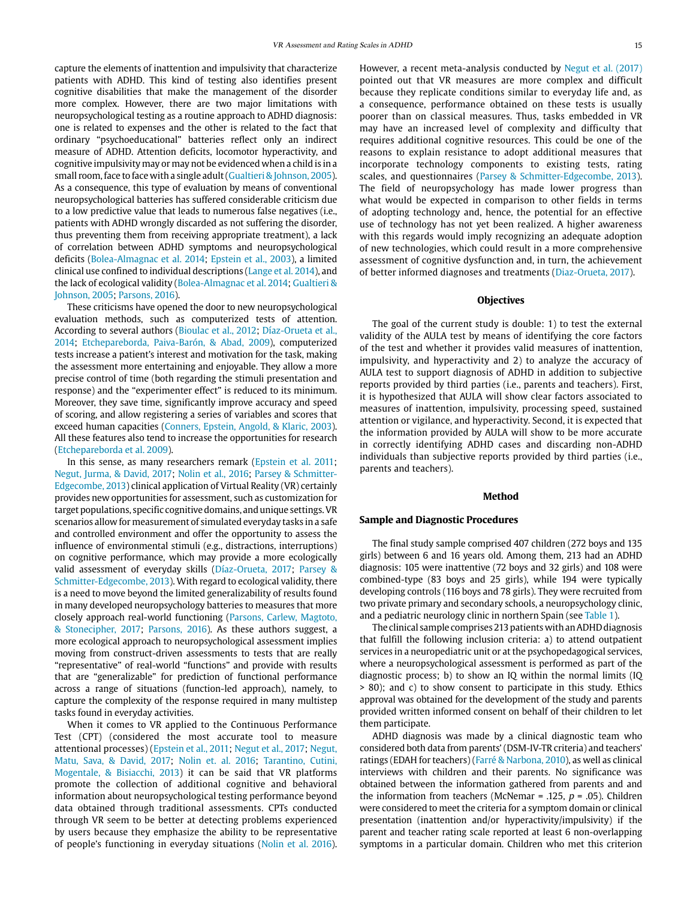capture the elements of inattention and impulsivity that characterize patients with ADHD. This kind of testing also identifies present cognitive disabilities that make the management of the disorder more complex. However, there are two major limitations with neuropsychological testing as a routine approach to ADHD diagnosis: one is related to expenses and the other is related to the fact that ordinary "psychoeducational" batteries reflect only an indirect measure of ADHD. Attention deficits, locomotor hyperactivity, and cognitive impulsivity may or may not be evidenced when a child is in a small room, face to face with a single adult (Gualtieri & Johnson, 2005). As a consequence, this type of evaluation by means of conventional neuropsychological batteries has suffered considerable criticism due to a low predictive value that leads to numerous false negatives (i.e., patients with ADHD wrongly discarded as not suffering the disorder, thus preventing them from receiving appropriate treatment), a lack of correlation between ADHD symptoms and neuropsychological deficits (Bolea-Almagnac et al. 2014; Epstein et al., 2003), a limited clinical use confined to individual descriptions (Lange et al. 2014), and the lack of ecological validity (Bolea-Almagnac et al. 2014; Gualtieri & Johnson, 2005; Parsons, 2016).

These criticisms have opened the door to new neuropsychological evaluation methods, such as computerized tests of attention. According to several authors (Bioulac et al., 2012; Díaz-Orueta et al., 2014; Etchepareborda, Paiva-Barón, & Abad, 2009), computerized tests increase a patient's interest and motivation for the task, making the assessment more entertaining and enjoyable. They allow a more precise control of time (both regarding the stimuli presentation and response) and the "experimenter effect" is reduced to its minimum. Moreover, they save time, significantly improve accuracy and speed of scoring, and allow registering a series of variables and scores that exceed human capacities (Conners, Epstein, Angold, & Klaric, 2003). All these features also tend to increase the opportunities for research (Etchepareborda et al. 2009).

In this sense, as many researchers remark (Epstein et al. 2011; Negut, Jurma, & David, 2017; Nolin et al., 2016; Parsey & Schmitter-Edgecombe, 2013) clinical application of Virtual Reality (VR) certainly provides new opportunities for assessment, such as customization for target populations, specific cognitive domains, and unique settings. VR scenarios allow for measurement of simulated everyday tasks in a safe and controlled environment and offer the opportunity to assess the influence of environmental stimuli (e.g., distractions, interruptions) on cognitive performance, which may provide a more ecologically valid assessment of everyday skills (Díaz-Orueta, 2017; Parsey & Schmitter-Edgecombe, 2013). With regard to ecological validity, there is a need to move beyond the limited generalizability of results found in many developed neuropsychology batteries to measures that more closely approach real-world functioning (Parsons, Carlew, Magtoto, & Stonecipher, 2017; Parsons, 2016). As these authors suggest, a more ecological approach to neuropsychological assessment implies moving from construct-driven assessments to tests that are really "representative" of real-world "functions" and provide with results that are "generalizable" for prediction of functional performance across a range of situations (function-led approach), namely, to capture the complexity of the response required in many multistep tasks found in everyday activities.

When it comes to VR applied to the Continuous Performance Test (CPT) (considered the most accurate tool to measure attentional processes) (Epstein et al., 2011; Negut et al., 2017; Negut, Matu, Sava, & David, 2017; Nolin et. al. 2016; Tarantino, Cutini, Mogentale, & Bisiacchi, 2013) it can be said that VR platforms promote the collection of additional cognitive and behavioral information about neuropsychological testing performance beyond data obtained through traditional assessments. CPTs conducted through VR seem to be better at detecting problems experienced by users because they emphasize the ability to be representative of people's functioning in everyday situations (Nolin et al. 2016). However, a recent meta-analysis conducted by Negut et al. (2017) pointed out that VR measures are more complex and difficult because they replicate conditions similar to everyday life and, as a consequence, performance obtained on these tests is usually poorer than on classical measures. Thus, tasks embedded in VR may have an increased level of complexity and difficulty that requires additional cognitive resources. This could be one of the reasons to explain resistance to adopt additional measures that incorporate technology components to existing tests, rating scales, and questionnaires (Parsey & Schmitter-Edgecombe, 2013). The field of neuropsychology has made lower progress than what would be expected in comparison to other fields in terms of adopting technology and, hence, the potential for an effective use of technology has not yet been realized. A higher awareness with this regards would imply recognizing an adequate adoption of new technologies, which could result in a more comprehensive assessment of cognitive dysfunction and, in turn, the achievement of better informed diagnoses and treatments (Diaz-Orueta, 2017).

## Objectives

The goal of the current study is double: 1) to test the external validity of the AULA test by means of identifying the core factors of the test and whether it provides valid measures of inattention, impulsivity, and hyperactivity and 2) to analyze the accuracy of AULA test to support diagnosis of ADHD in addition to subjective reports provided by third parties (i.e., parents and teachers). First, it is hypothesized that AULA will show clear factors associated to measures of inattention, impulsivity, processing speed, sustained attention or vigilance, and hyperactivity. Second, it is expected that the information provided by AULA will show to be more accurate in correctly identifying ADHD cases and discarding non-ADHD individuals than subjective reports provided by third parties (i.e., parents and teachers).

## Method

### Sample and Diagnostic Procedures

The final study sample comprised 407 children (272 boys and 135 girls) between 6 and 16 years old. Among them, 213 had an ADHD diagnosis: 105 were inattentive (72 boys and 32 girls) and 108 were combined-type (83 boys and 25 girls), while 194 were typically developing controls (116 boys and 78 girls). They were recruited from two private primary and secondary schools, a neuropsychology clinic, and a pediatric neurology clinic in northern Spain (see Table 1).

The clinical sample comprises 213 patients with an ADHD diagnosis that fulfill the following inclusion criteria: a) to attend outpatient services in a neuropediatric unit or at the psychopedagogical services, where a neuropsychological assessment is performed as part of the diagnostic process; b) to show an IQ within the normal limits (IQ > 80); and c) to show consent to participate in this study. Ethics approval was obtained for the development of the study and parents provided written informed consent on behalf of their children to let them participate.

ADHD diagnosis was made by a clinical diagnostic team who considered both data from parents' (DSM-IV-TR criteria) and teachers' ratings (EDAH for teachers) (Farré & Narbona, 2010), as well as clinical interviews with children and their parents. No significance was obtained between the information gathered from parents and and the information from teachers (McNemar = .125, $p$ = .05). Children were considered to meet the criteria for a symptom domain or clinical presentation (inattention and/or hyperactivity/impulsivity) if the parent and teacher rating scale reported at least 6 non-overlapping symptoms in a particular domain. Children who met this criterion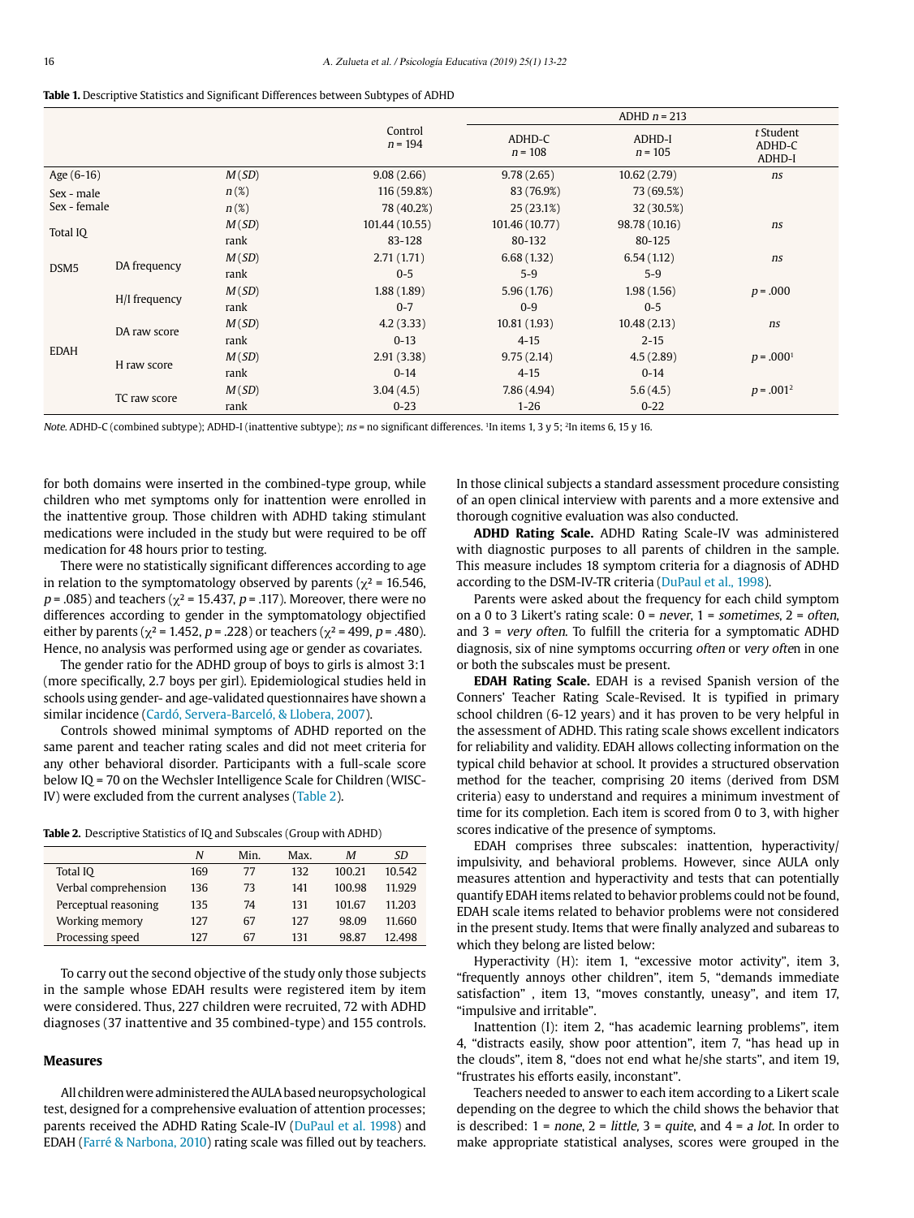**Table 1.** Descriptive Statistics and Significant Differences between Subtypes of ADHD

| | | | Control $n$ = 194 | ADHD $n$ = 213 | | |
|---|---|---|---|---|---|---|
| | | | | ADHD-C $n$ = 108 | ADHD-I $n$ = 105 | *t* Student ADHD-C ADHD-I |
| Age (6-16) | | *M* (*SD*) | 9.08 (2.66) | 9.78 (2.65) | 10.62 (2.79) | *ns* |
| Sex - male | | *n* (%) | 116 (59.8%) | 83 (76.9%) | 73 (69.5%) | |
| Sex - female | | *n* (%) | 78 (40.2%) | 25 (23.1%) | 32 (30.5%) | |
| Total IQ | | *M* (*SD*) | 101.44 (10.55) | 101.46 (10.77) | 98.78 (10.16) | *ns* |
| | | rank | 83-128 | 80-132 | 80-125 | |
| DSM5 | DA frequency | *M* (*SD*) | 2.71 (1.71) | 6.68 (1.32) | 6.54 (1.12) | *ns* |
| | | rank | 0-5 | 5-9 | 5-9 | |
| | H/I frequency | *M* (*SD*) | 1.88 (1.89) | 5.96 (1.76) | 1.98 (1.56) | $p$ = .000 |
| | | rank | 0-7 | 0-9 | 0-5 | |
| EDAH | DA raw score | *M* (*SD*) | 4.2 (3.33) | 10.81 (1.93) | 10.48 (2.13) | *ns* |
| | | rank | 0-13 | 4-15 | 2-15 | |
| | H raw score | *M* (*SD*) | 2.91 (3.38) | 9.75 (2.14) | 4.5 (2.89) | $p$ = .000[1] |
| | | rank | 0-14 | 4-15 | 0-14 | |
| | TC raw score | *M* (*SD*) | 3.04 (4.5) | 7.86 (4.94) | 5.6 (4.5) | $p$ = .001[2] |
| | | rank | 0-23 | 1-26 | 0-22 | |

*Note.* ADHD-C (combined subtype); ADHD-I (inattentive subtype); *ns* = no significant differences. [1]In items 1, 3 y 5; [2]In items 6, 15 y 16.

for both domains were inserted in the combined-type group, while children who met symptoms only for inattention were enrolled in the inattentive group. Those children with ADHD taking stimulant medications were included in the study but were required to be off medication for 48 hours prior to testing.

There were no statistically significant differences according to age in relation to the symptomatology observed by parents ($\chi^2$ = 16.546, $p$ = .085) and teachers ($\chi^2$ = 15.437, $p$ = .117). Moreover, there were no differences according to gender in the symptomatology objectified either by parents ($\chi^2$ = 1.452, $p$ = .228) or teachers ($\chi^2$ = 499, $p$ = .480). Hence, no analysis was performed using age or gender as covariates.

The gender ratio for the ADHD group of boys to girls is almost 3:1 (more specifically, 2.7 boys per girl). Epidemiological studies held in schools using gender- and age-validated questionnaires have shown a similar incidence (Cardó, Servera-Barceló, & Llobera, 2007).

Controls showed minimal symptoms of ADHD reported on the same parent and teacher rating scales and did not meet criteria for any other behavioral disorder. Participants with a full-scale score below IQ = 70 on the Wechsler Intelligence Scale for Children (WISC-IV) were excluded from the current analyses (Table 2).

**Table 2.** Descriptive Statistics of IQ and Subscales (Group with ADHD)

| | *N* | Min. | Max. | *M* | *SD* |
|---|---|---|---|---|---|
| Total IQ | 169 | 77 | 132 | 100.21 | 10.542 |
| Verbal comprehension | 136 | 73 | 141 | 100.98 | 11.929 |
| Perceptual reasoning | 135 | 74 | 131 | 101.67 | 11.203 |
| Working memory | 127 | 67 | 127 | 98.09 | 11.660 |
| Processing speed | 127 | 67 | 131 | 98.87 | 12.498 |

To carry out the second objective of the study only those subjects in the sample whose EDAH results were registered item by item were considered. Thus, 227 children were recruited, 72 with ADHD diagnoses (37 inattentive and 35 combined-type) and 155 controls.

## Measures

All children were administered the AULA based neuropsychological test, designed for a comprehensive evaluation of attention processes; parents received the ADHD Rating Scale-IV (DuPaul et al. 1998) and EDAH (Farré & Narbona, 2010) rating scale was filled out by teachers. In those clinical subjects a standard assessment procedure consisting of an open clinical interview with parents and a more extensive and thorough cognitive evaluation was also conducted.

**ADHD Rating Scale.** ADHD Rating Scale-IV was administered with diagnostic purposes to all parents of children in the sample. This measure includes 18 symptom criteria for a diagnosis of ADHD according to the DSM-IV-TR criteria (DuPaul et al., 1998).

Parents were asked about the frequency for each child symptom on a 0 to 3 Likert's rating scale: 0 = *never*, 1 = *sometimes*, 2 = *often*, and 3 = *very often*. To fulfill the criteria for a symptomatic ADHD diagnosis, six of nine symptoms occurring *often* or *very ofte*n in one or both the subscales must be present.

**EDAH Rating Scale.** EDAH is a revised Spanish version of the Conners' Teacher Rating Scale-Revised. It is typified in primary school children (6-12 years) and it has proven to be very helpful in the assessment of ADHD. This rating scale shows excellent indicators for reliability and validity. EDAH allows collecting information on the typical child behavior at school. It provides a structured observation method for the teacher, comprising 20 items (derived from DSM criteria) easy to understand and requires a minimum investment of time for its completion. Each item is scored from 0 to 3, with higher scores indicative of the presence of symptoms.

EDAH comprises three subscales: inattention, hyperactivity/impulsivity, and behavioral problems. However, since AULA only measures attention and hyperactivity and tests that can potentially quantify EDAH items related to behavior problems could not be found, EDAH scale items related to behavior problems were not considered in the present study. Items that were finally analyzed and subareas to which they belong are listed below:

Hyperactivity (H): item 1, "excessive motor activity", item 3, "frequently annoys other children", item 5, "demands immediate satisfaction" , item 13, "moves constantly, uneasy", and item 17, "impulsive and irritable".

Inattention (I): item 2, "has academic learning problems", item 4, "distracts easily, show poor attention", item 7, "has head up in the clouds", item 8, "does not end what he/she starts", and item 19, "frustrates his efforts easily, inconstant".

Teachers needed to answer to each item according to a Likert scale depending on the degree to which the child shows the behavior that is described: 1 = *none*, 2 = *little*, 3 = *quite*, and 4 = *a lot*. In order to make appropriate statistical analyses, scores were grouped in the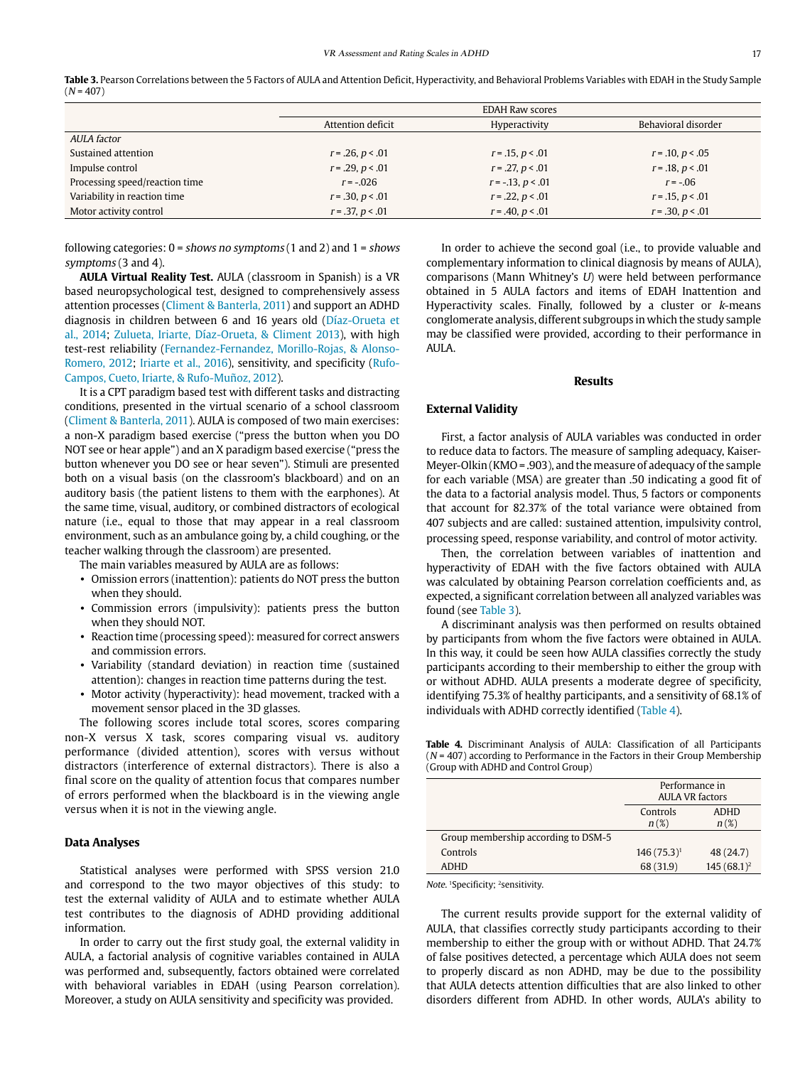**Table 3.** Pearson Correlations between the 5 Factors of AULA and Attention Deficit, Hyperactivity, and Behavioral Problems Variables with EDAH in the Study Sample ($N$ = 407)

| | EDAH Raw scores | | |
|---|---|---|---|
| | Attention deficit | Hyperactivity | Behavioral disorder |
| *AULA factor* | | | |
| Sustained attention | $r$ = .26, $p$ < .01 | $r$ = .15, $p$ < .01 | $r$ = .10, $p$ < .05 |
| Impulse control | $r$ = .29, $p$ < .01 | $r$ = .27, $p$ < .01 | $r$ = .18, $p$ < .01 |
| Processing speed/reaction time | $r$ = -.026 | $r$ = -.13, $p$ < .01 | $r$ = -.06 |
| Variability in reaction time | $r$ = .30, $p$ < .01 | $r$ = .22, $p$ < .01 | $r$ = .15, $p$ < .01 |
| Motor activity control | $r$ = .37, $p$ < .01 | $r$ = .40, $p$ < .01 | $r$ = .30, $p$ < .01 |

following categories: 0 = *shows no symptoms* (1 and 2) and 1 = *shows symptoms* (3 and 4).

**AULA Virtual Reality Test.** AULA (classroom in Spanish) is a VR based neuropsychological test, designed to comprehensively assess attention processes (Climent & Banterla, 2011) and support an ADHD diagnosis in children between 6 and 16 years old (Díaz-Orueta et al., 2014; Zulueta, Iriarte, Díaz-Orueta, & Climent 2013), with high test-rest reliability (Fernandez-Fernandez, Morillo-Rojas, & Alonso-Romero, 2012; Iriarte et al., 2016), sensitivity, and specificity (Rufo-Campos, Cueto, Iriarte, & Rufo-Muñoz, 2012).

It is a CPT paradigm based test with different tasks and distracting conditions, presented in the virtual scenario of a school classroom (Climent & Banterla, 2011). AULA is composed of two main exercises: a non-X paradigm based exercise ("press the button when you DO NOT see or hear apple") and an X paradigm based exercise ("press the button whenever you DO see or hear seven"). Stimuli are presented both on a visual basis (on the classroom's blackboard) and on an auditory basis (the patient listens to them with the earphones). At the same time, visual, auditory, or combined distractors of ecological nature (i.e., equal to those that may appear in a real classroom environment, such as an ambulance going by, a child coughing, or the teacher walking through the classroom) are presented.

The main variables measured by AULA are as follows:

- Omission errors (inattention): patients do NOT press the button when they should.
- Commission errors (impulsivity): patients press the button when they should NOT.
- Reaction time (processing speed): measured for correct answers and commission errors.
- Variability (standard deviation) in reaction time (sustained attention): changes in reaction time patterns during the test.
- Motor activity (hyperactivity): head movement, tracked with a movement sensor placed in the 3D glasses.

The following scores include total scores, scores comparing non-X versus X task, scores comparing visual vs. auditory performance (divided attention), scores with versus without distractors (interference of external distractors). There is also a final score on the quality of attention focus that compares number of errors performed when the blackboard is in the viewing angle versus when it is not in the viewing angle.

### Data Analyses

Statistical analyses were performed with SPSS version 21.0 and correspond to the two mayor objectives of this study: to test the external validity of AULA and to estimate whether AULA test contributes to the diagnosis of ADHD providing additional information.

In order to carry out the first study goal, the external validity in AULA, a factorial analysis of cognitive variables contained in AULA was performed and, subsequently, factors obtained were correlated with behavioral variables in EDAH (using Pearson correlation). Moreover, a study on AULA sensitivity and specificity was provided.

In order to achieve the second goal (i.e., to provide valuable and complementary information to clinical diagnosis by means of AULA), comparisons (Mann Whitney's $U$) were held between performance obtained in 5 AULA factors and items of EDAH Inattention and Hyperactivity scales. Finally, followed by a cluster or $k$-means conglomerate analysis, different subgroups in which the study sample may be classified were provided, according to their performance in AULA.

## Results

### External Validity

First, a factor analysis of AULA variables was conducted in order to reduce data to factors. The measure of sampling adequacy, Kaiser-Meyer-Olkin (KMO = .903), and the measure of adequacy of the sample for each variable (MSA) are greater than .50 indicating a good fit of the data to a factorial analysis model. Thus, 5 factors or components that account for 82.37% of the total variance were obtained from 407 subjects and are called: sustained attention, impulsivity control, processing speed, response variability, and control of motor activity.

Then, the correlation between variables of inattention and hyperactivity of EDAH with the five factors obtained with AULA was calculated by obtaining Pearson correlation coefficients and, as expected, a significant correlation between all analyzed variables was found (see Table 3).

A discriminant analysis was then performed on results obtained by participants from whom the five factors were obtained in AULA. In this way, it could be seen how AULA classifies correctly the study participants according to their membership to either the group with or without ADHD. AULA presents a moderate degree of specificity, identifying 75.3% of healthy participants, and a sensitivity of 68.1% of individuals with ADHD correctly identified (Table 4).

**Table 4.** Discriminant Analysis of AULA: Classification of all Participants ($N$ = 407) according to Performance in the Factors in their Group Membership (Group with ADHD and Control Group)

| | Performance in AULA VR factors | |
|---|---|---|
| | Controls $n$ (%) | ADHD $n$ (%) |
| Group membership according to DSM-5 | | |
| Controls | 146 (75.3)[1] | 48 (24.7) |
| ADHD | 68 (31.9) | 145 (68.1)[2] |

*Note.* [1]Specificity; [2]sensitivity.

The current results provide support for the external validity of AULA, that classifies correctly study participants according to their membership to either the group with or without ADHD. That 24.7% of false positives detected, a percentage which AULA does not seem to properly discard as non ADHD, may be due to the possibility that AULA detects attention difficulties that are also linked to other disorders different from ADHD. In other words, AULA's ability to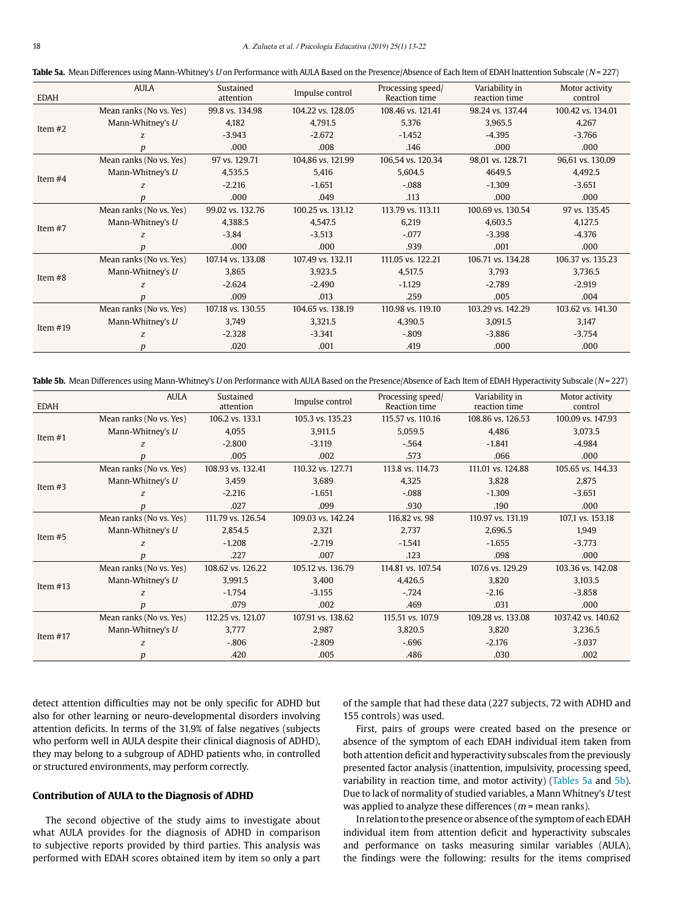**Table 5a.** Mean Differences using Mann-Whitney's *U* on Performance with AULA Based on the Presence/Absence of Each Item of EDAH Inattention Subscale (*N* = 227)

| EDAH | AULA | Sustained attention | Impulse control | Processing speed/ Reaction time | Variability in reaction time | Motor activity control |
|---|---|---|---|---|---|---|
| Item #2 | Mean ranks (No vs. Yes) | 99.8 vs. 134.98 | 104.22 vs. 128.05 | 108.46 vs. 121.41 | 98.24 vs. 137.44 | 100.42 vs. 134.01 |
| | Mann-Whitney's *U* | 4,182 | 4,791.5 | 5,376 | 3,965.5 | 4,267 |
| | *z* | -3.943 | -2.672 | -1.452 | -4.395 | -3.766 |
| | *p* | .000 | .008 | .146 | .000 | .000 |
| Item #4 | Mean ranks (No vs. Yes) | 97 vs. 129.71 | 104,86 vs. 121.99 | 106,54 vs. 120.34 | 98,01 vs. 128.71 | 96,61 vs. 130.09 |
| | Mann-Whitney's *U* | 4,535.5 | 5,416 | 5,604.5 | 4649.5 | 4,492.5 |
| | *z* | -2.216 | -1.651 | -.088 | -1.309 | -3.651 |
| | *p* | .000 | .049 | .113 | .000 | .000 |
| Item #7 | Mean ranks (No vs. Yes) | 99.02 vs. 132.76 | 100.25 vs. 131.12 | 113.79 vs. 113.11 | 100.69 vs. 130.54 | 97 vs. 135.45 |
| | Mann-Whitney's *U* | 4,388.5 | 4,547.5 | 6,219 | 4,603.5 | 4,127.5 |
| | *z* | -3.84 | -3.513 | -.077 | -3.398 | -4.376 |
| | *p* | .000 | .000 | .939 | .001 | .000 |
| Item #8 | Mean ranks (No vs. Yes) | 107.14 vs. 133.08 | 107.49 vs. 132.11 | 111.05 vs. 122.21 | 106.71 vs. 134.28 | 106.37 vs. 135.23 |
| | Mann-Whitney's *U* | 3,865 | 3,923.5 | 4,517.5 | 3,793 | 3,736.5 |
| | *z* | -2.624 | -2.490 | -1.129 | -2.789 | -2.919 |
| | *p* | .009 | .013 | .259 | .005 | .004 |
| Item #19 | Mean ranks (No vs. Yes) | 107.18 vs. 130.55 | 104.65 vs. 138.19 | 110.98 vs. 119.10 | 103.29 vs. 142.29 | 103.62 vs. 141.30 |
| | Mann-Whitney's *U* | 3,749 | 3,321.5 | 4,390.5 | 3,091.5 | 3,147 |
| | *z* | -2.328 | -3.341 | -.809 | -3.886 | -3.754 |
| | *p* | .020 | .001 | .419 | .000 | .000 |

**Table 5b.** Mean Differences using Mann-Whitney's *U* on Performance with AULA Based on the Presence/Absence of Each Item of EDAH Hyperactivity Subscale (*N* = 227)

| EDAH | AULA | Sustained attention | Impulse control | Processing speed/ Reaction time | Variability in reaction time | Motor activity control |
|---|---|---|---|---|---|---|
| Item #1 | Mean ranks (No vs. Yes) | 106.2 vs. 133.1 | 105.3 vs. 135.23 | 115.57 vs. 110.16 | 108.86 vs. 126.53 | 100.09 vs. 147.93 |
| | Mann-Whitney's *U* | 4,055 | 3,911.5 | 5,059.5 | 4,486 | 3,073.5 |
| | *z* | -2.800 | -3.119 | -.564 | -1.841 | -4.984 |
| | *p* | .005 | .002 | .573 | .066 | .000 |
| Item #3 | Mean ranks (No vs. Yes) | 108.93 vs. 132.41 | 110.32 vs. 127.71 | 113.8 vs. 114.73 | 111.01 vs. 124.88 | 105.65 vs. 144.33 |
| | Mann-Whitney's *U* | 3,459 | 3,689 | 4,325 | 3,828 | 2,875 |
| | *z* | -2.216 | -1.651 | -.088 | -1.309 | -3.651 |
| | *p* | .027 | .099 | .930 | .190 | .000 |
| Item #5 | Mean ranks (No vs. Yes) | 111.79 vs. 126.54 | 109.03 vs. 142.24 | 116.82 vs. 98 | 110.97 vs. 131.19 | 107,1 vs. 153.18 |
| | Mann-Whitney's *U* | 2,854.5 | 2,321 | 2,737 | 2,696.5 | 1,949 |
| | *z* | -1.208 | -2.719 | -1.541 | -1.655 | -3.773 |
| | *p* | .227 | .007 | .123 | .098 | .000 |
| Item #13 | Mean ranks (No vs. Yes) | 108.62 vs. 126.22 | 105.12 vs. 136.79 | 114.81 vs. 107.54 | 107.6 vs. 129.29 | 103.36 vs. 142.08 |
| | Mann-Whitney's *U* | 3,991.5 | 3,400 | 4,426.5 | 3,820 | 3,103.5 |
| | *z* | -1.754 | -3.155 | -.724 | -2.16 | -3.858 |
| | *p* | .079 | .002 | .469 | .031 | .000 |
| Item #17 | Mean ranks (No vs. Yes) | 112.25 vs. 121.07 | 107.91 vs. 138.62 | 115.51 vs. 107.9 | 109.28 vs. 133.08 | 1037.42 vs. 140.62 |
| | Mann-Whitney's *U* | 3,777 | 2,987 | 3,820.5 | 3,820 | 3,236.5 |
| | *z* | -.806 | -2.809 | -.696 | -2.176 | -3.037 |
| | *p* | .420 | .005 | .486 | .030 | .002 |

detect attention difficulties may not be only specific for ADHD but also for other learning or neuro-developmental disorders involving attention deficits. In terms of the 31.9% of false negatives (subjects who perform well in AULA despite their clinical diagnosis of ADHD), they may belong to a subgroup of ADHD patients who, in controlled or structured environments, may perform correctly.

## Contribution of AULA to the Diagnosis of ADHD

The second objective of the study aims to investigate about what AULA provides for the diagnosis of ADHD in comparison to subjective reports provided by third parties. This analysis was performed with EDAH scores obtained item by item so only a part of the sample that had these data (227 subjects, 72 with ADHD and 155 controls) was used.

First, pairs of groups were created based on the presence or absence of the symptom of each EDAH individual item taken from both attention deficit and hyperactivity subscales from the previously presented factor analysis (inattention, impulsivity, processing speed, variability in reaction time, and motor activity) (Tables 5a and 5b). Due to lack of normality of studied variables, a Mann Whitney's *U* test was applied to analyze these differences (*m* = mean ranks).

In relation to the presence or absence of the symptom of each EDAH individual item from attention deficit and hyperactivity subscales and performance on tasks measuring similar variables (AULA), the findings were the following: results for the items comprised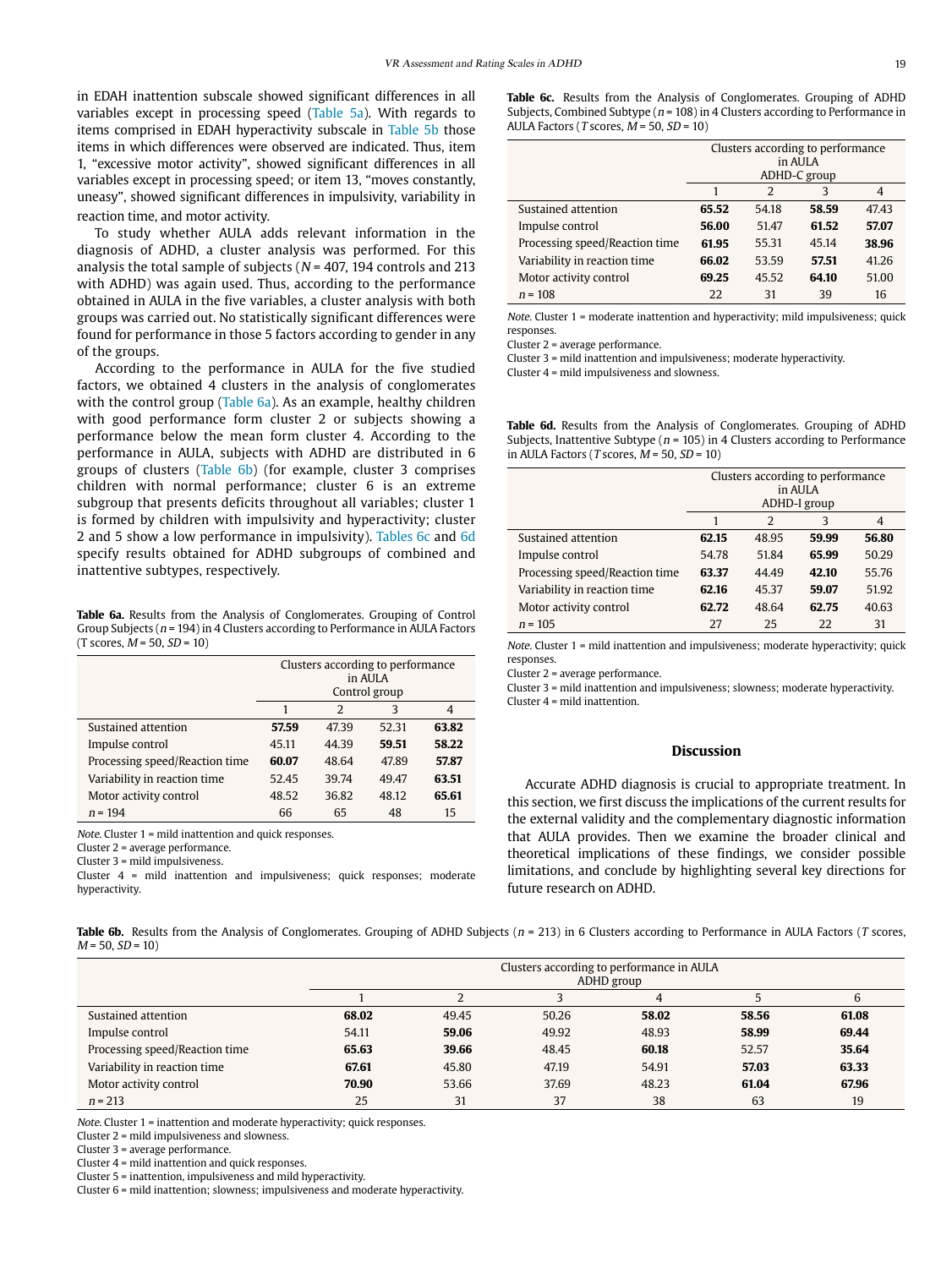in EDAH inattention subscale showed significant differences in all variables except in processing speed (Table 5a). With regards to items comprised in EDAH hyperactivity subscale in Table 5b those items in which differences were observed are indicated. Thus, item 1, "excessive motor activity", showed significant differences in all variables except in processing speed; or item 13, "moves constantly, uneasy", showed significant differences in impulsivity, variability in reaction time, and motor activity.

To study whether AULA adds relevant information in the diagnosis of ADHD, a cluster analysis was performed. For this analysis the total sample of subjects (*N* = 407, 194 controls and 213 with ADHD) was again used. Thus, according to the performance obtained in AULA in the five variables, a cluster analysis with both groups was carried out. No statistically significant differences were found for performance in those 5 factors according to gender in any of the groups.

According to the performance in AULA for the five studied factors, we obtained 4 clusters in the analysis of conglomerates with the control group (Table 6a). As an example, healthy children with good performance form cluster 2 or subjects showing a performance below the mean form cluster 4. According to the performance in AULA, subjects with ADHD are distributed in 6 groups of clusters (Table 6b) (for example, cluster 3 comprises children with normal performance; cluster 6 is an extreme subgroup that presents deficits throughout all variables; cluster 1 is formed by children with impulsivity and hyperactivity; cluster 2 and 5 show a low performance in impulsivity). Tables 6c and 6d specify results obtained for ADHD subgroups of combined and inattentive subtypes, respectively.

**Table 6a.** Results from the Analysis of Conglomerates. Grouping of Control Group Subjects (*n* = 194) in 4 Clusters according to Performance in AULA Factors (T scores, *M* = 50, *SD* = 10)

| | Clusters according to performance in AULA Control group | | | |
|---|---|---|---|---|
| | 1 | 2 | 3 | 4 |
| Sustained attention | **57.59** | 47.39 | 52.31 | **63.82** |
| Impulse control | 45.11 | 44.39 | **59.51** | **58.22** |
| Processing speed/Reaction time | **60.07** | 48.64 | 47.89 | **57.87** |
| Variability in reaction time | 52.45 | 39.74 | 49.47 | **63.51** |
| Motor activity control | 48.52 | 36.82 | 48.12 | **65.61** |
| *n* = 194 | 66 | 65 | 48 | 15 |

*Note.* Cluster 1 = mild inattention and quick responses.
Cluster 2 = average performance.
Cluster 3 = mild impulsiveness.
Cluster 4 = mild inattention and impulsiveness; quick responses; moderate hyperactivity.

**Table 6c.** Results from the Analysis of Conglomerates. Grouping of ADHD Subjects, Combined Subtype (*n* = 108) in 4 Clusters according to Performance in AULA Factors (*T* scores, *M* = 50, *SD* = 10)

| | Clusters according to performance in AULA ADHD-C group | | | |
|---|---|---|---|---|
| | 1 | 2 | 3 | 4 |
| Sustained attention | **65.52** | 54.18 | **58.59** | 47.43 |
| Impulse control | **56.00** | 51.47 | **61.52** | **57.07** |
| Processing speed/Reaction time | **61.95** | 55.31 | 45.14 | **38.96** |
| Variability in reaction time | **66.02** | 53.59 | **57.51** | 41.26 |
| Motor activity control | **69.25** | 45.52 | **64.10** | 51.00 |
| *n* = 108 | 22 | 31 | 39 | 16 |

*Note.* Cluster 1 = moderate inattention and hyperactivity; mild impulsiveness; quick responses.
Cluster 2 = average performance.
Cluster 3 = mild inattention and impulsiveness; moderate hyperactivity.
Cluster 4 = mild impulsiveness and slowness.

**Table 6d.** Results from the Analysis of Conglomerates. Grouping of ADHD Subjects, Inattentive Subtype (*n* = 105) in 4 Clusters according to Performance in AULA Factors (*T* scores, *M* = 50, *SD* = 10)

| | Clusters according to performance in AULA ADHD-I group | | | |
|---|---|---|---|---|
| | 1 | 2 | 3 | 4 |
| Sustained attention | **62.15** | 48.95 | **59.99** | **56.80** |
| Impulse control | 54.78 | 51.84 | **65.99** | 50.29 |
| Processing speed/Reaction time | **63.37** | 44.49 | **42.10** | 55.76 |
| Variability in reaction time | **62.16** | 45.37 | **59.07** | 51.92 |
| Motor activity control | **62.72** | 48.64 | **62.75** | 40.63 |
| *n* = 105 | 27 | 25 | 22 | 31 |

*Note.* Cluster 1 = mild inattention and impulsiveness; moderate hyperactivity; quick responses.
Cluster 2 = average performance.
Cluster 3 = mild inattention and impulsiveness; slowness; moderate hyperactivity.
Cluster 4 = mild inattention.

## Discussion

Accurate ADHD diagnosis is crucial to appropriate treatment. In this section, we first discuss the implications of the current results for the external validity and the complementary diagnostic information that AULA provides. Then we examine the broader clinical and theoretical implications of these findings, we consider possible limitations, and conclude by highlighting several key directions for future research on ADHD.

**Table 6b.** Results from the Analysis of Conglomerates. Grouping of ADHD Subjects (*n* = 213) in 6 Clusters according to Performance in AULA Factors (*T* scores, *M* = 50, *SD* = 10)

| | Clusters according to performance in AULA ADHD group | | | | | |
|---|---|---|---|---|---|---|
| | 1 | 2 | 3 | 4 | 5 | 6 |
| Sustained attention | **68.02** | 49.45 | 50.26 | **58.02** | **58.56** | **61.08** |
| Impulse control | 54.11 | **59.06** | 49.92 | 48.93 | **58.99** | **69.44** |
| Processing speed/Reaction time | **65.63** | **39.66** | 48.45 | **60.18** | 52.57 | **35.64** |
| Variability in reaction time | **67.61** | 45.80 | 47.19 | 54.91 | **57.03** | **63.33** |
| Motor activity control | **70.90** | 53.66 | 37.69 | 48.23 | **61.04** | **67.96** |
| *n* = 213 | 25 | 31 | 37 | 38 | 63 | 19 |

*Note.* Cluster 1 = inattention and moderate hyperactivity; quick responses.
Cluster 2 = mild impulsiveness and slowness.
Cluster 3 = average performance.
Cluster 4 = mild inattention and quick responses.
Cluster 5 = inattention, impulsiveness and mild hyperactivity.
Cluster 6 = mild inattention; slowness; impulsiveness and moderate hyperactivity.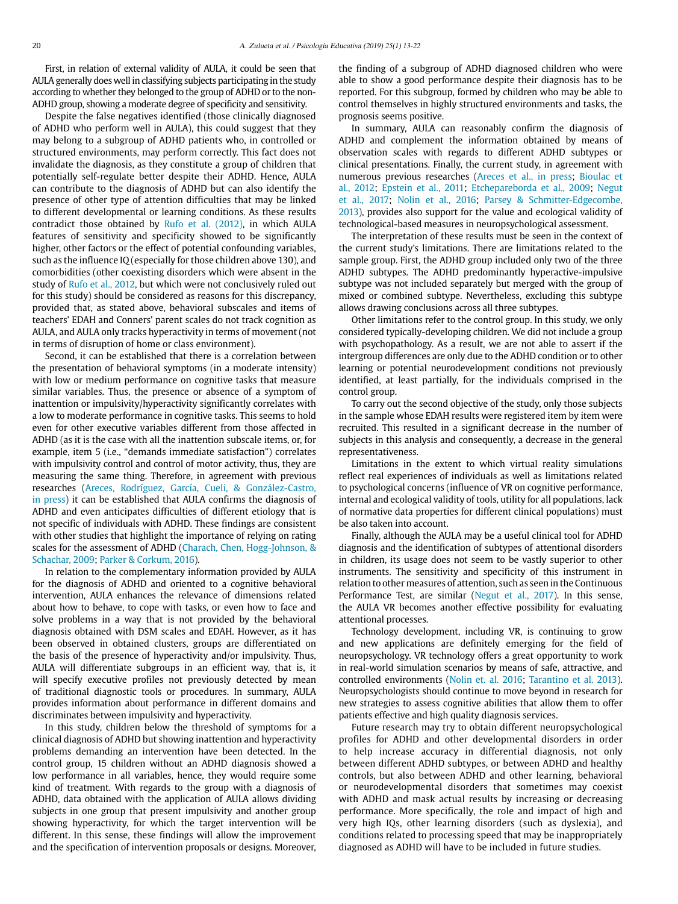First, in relation of external validity of AULA, it could be seen that AULA generally does well in classifying subjects participating in the study according to whether they belonged to the group of ADHD or to the non-ADHD group, showing a moderate degree of specificity and sensitivity.

Despite the false negatives identified (those clinically diagnosed of ADHD who perform well in AULA), this could suggest that they may belong to a subgroup of ADHD patients who, in controlled or structured environments, may perform correctly. This fact does not invalidate the diagnosis, as they constitute a group of children that potentially self-regulate better despite their ADHD. Hence, AULA can contribute to the diagnosis of ADHD but can also identify the presence of other type of attention difficulties that may be linked to different developmental or learning conditions. As these results contradict those obtained by Rufo et al. (2012), in which AULA features of sensitivity and specificity showed to be significantly higher, other factors or the effect of potential confounding variables, such as the influence IQ (especially for those children above 130), and comorbidities (other coexisting disorders which were absent in the study of Rufo et al., 2012, but which were not conclusively ruled out for this study) should be considered as reasons for this discrepancy, provided that, as stated above, behavioral subscales and items of teachers' EDAH and Conners' parent scales do not track cognition as AULA, and AULA only tracks hyperactivity in terms of movement (not in terms of disruption of home or class environment).

Second, it can be established that there is a correlation between the presentation of behavioral symptoms (in a moderate intensity) with low or medium performance on cognitive tasks that measure similar variables. Thus, the presence or absence of a symptom of inattention or impulsivity/hyperactivity significantly correlates with a low to moderate performance in cognitive tasks. This seems to hold even for other executive variables different from those affected in ADHD (as it is the case with all the inattention subscale items, or, for example, item 5 (i.e., "demands immediate satisfaction") correlates with impulsivity control and control of motor activity, thus, they are measuring the same thing. Therefore, in agreement with previous researches (Areces, Rodríguez, García, Cueli, & González-Castro, in press) it can be established that AULA confirms the diagnosis of ADHD and even anticipates difficulties of different etiology that is not specific of individuals with ADHD. These findings are consistent with other studies that highlight the importance of relying on rating scales for the assessment of ADHD (Charach, Chen, Hogg-Johnson, & Schachar, 2009; Parker & Corkum, 2016).

In relation to the complementary information provided by AULA for the diagnosis of ADHD and oriented to a cognitive behavioral intervention, AULA enhances the relevance of dimensions related about how to behave, to cope with tasks, or even how to face and solve problems in a way that is not provided by the behavioral diagnosis obtained with DSM scales and EDAH. However, as it has been observed in obtained clusters, groups are differentiated on the basis of the presence of hyperactivity and/or impulsivity. Thus, AULA will differentiate subgroups in an efficient way, that is, it will specify executive profiles not previously detected by mean of traditional diagnostic tools or procedures. In summary, AULA provides information about performance in different domains and discriminates between impulsivity and hyperactivity.

In this study, children below the threshold of symptoms for a clinical diagnosis of ADHD but showing inattention and hyperactivity problems demanding an intervention have been detected. In the control group, 15 children without an ADHD diagnosis showed a low performance in all variables, hence, they would require some kind of treatment. With regards to the group with a diagnosis of ADHD, data obtained with the application of AULA allows dividing subjects in one group that present impulsivity and another group showing hyperactivity, for which the target intervention will be different. In this sense, these findings will allow the improvement and the specification of intervention proposals or designs. Moreover, the finding of a subgroup of ADHD diagnosed children who were able to show a good performance despite their diagnosis has to be reported. For this subgroup, formed by children who may be able to control themselves in highly structured environments and tasks, the prognosis seems positive.

In summary, AULA can reasonably confirm the diagnosis of ADHD and complement the information obtained by means of observation scales with regards to different ADHD subtypes or clinical presentations. Finally, the current study, in agreement with numerous previous researches (Areces et al., in press; Bioulac et al., 2012; Epstein et al., 2011; Etchepareborda et al., 2009; Negut et al., 2017; Nolin et al., 2016; Parsey & Schmitter-Edgecombe, 2013), provides also support for the value and ecological validity of technological-based measures in neuropsychological assessment.

The interpretation of these results must be seen in the context of the current study's limitations. There are limitations related to the sample group. First, the ADHD group included only two of the three ADHD subtypes. The ADHD predominantly hyperactive-impulsive subtype was not included separately but merged with the group of mixed or combined subtype. Nevertheless, excluding this subtype allows drawing conclusions across all three subtypes.

Other limitations refer to the control group. In this study, we only considered typically-developing children. We did not include a group with psychopathology. As a result, we are not able to assert if the intergroup differences are only due to the ADHD condition or to other learning or potential neurodevelopment conditions not previously identified, at least partially, for the individuals comprised in the control group.

To carry out the second objective of the study, only those subjects in the sample whose EDAH results were registered item by item were recruited. This resulted in a significant decrease in the number of subjects in this analysis and consequently, a decrease in the general representativeness.

Limitations in the extent to which virtual reality simulations reflect real experiences of individuals as well as limitations related to psychological concerns (influence of VR on cognitive performance, internal and ecological validity of tools, utility for all populations, lack of normative data properties for different clinical populations) must be also taken into account.

Finally, although the AULA may be a useful clinical tool for ADHD diagnosis and the identification of subtypes of attentional disorders in children, its usage does not seem to be vastly superior to other instruments. The sensitivity and specificity of this instrument in relation to other measures of attention, such as seen in the Continuous Performance Test, are similar (Negut et al., 2017). In this sense, the AULA VR becomes another effective possibility for evaluating attentional processes.

Technology development, including VR, is continuing to grow and new applications are definitely emerging for the field of neuropsychology. VR technology offers a great opportunity to work in real-world simulation scenarios by means of safe, attractive, and controlled environments (Nolin et. al. 2016; Tarantino et al. 2013). Neuropsychologists should continue to move beyond in research for new strategies to assess cognitive abilities that allow them to offer patients effective and high quality diagnosis services.

Future research may try to obtain different neuropsychological profiles for ADHD and other developmental disorders in order to help increase accuracy in differential diagnosis, not only between different ADHD subtypes, or between ADHD and healthy controls, but also between ADHD and other learning, behavioral or neurodevelopmental disorders that sometimes may coexist with ADHD and mask actual results by increasing or decreasing performance. More specifically, the role and impact of high and very high IQs, other learning disorders (such as dyslexia), and conditions related to processing speed that may be inappropriately diagnosed as ADHD will have to be included in future studies.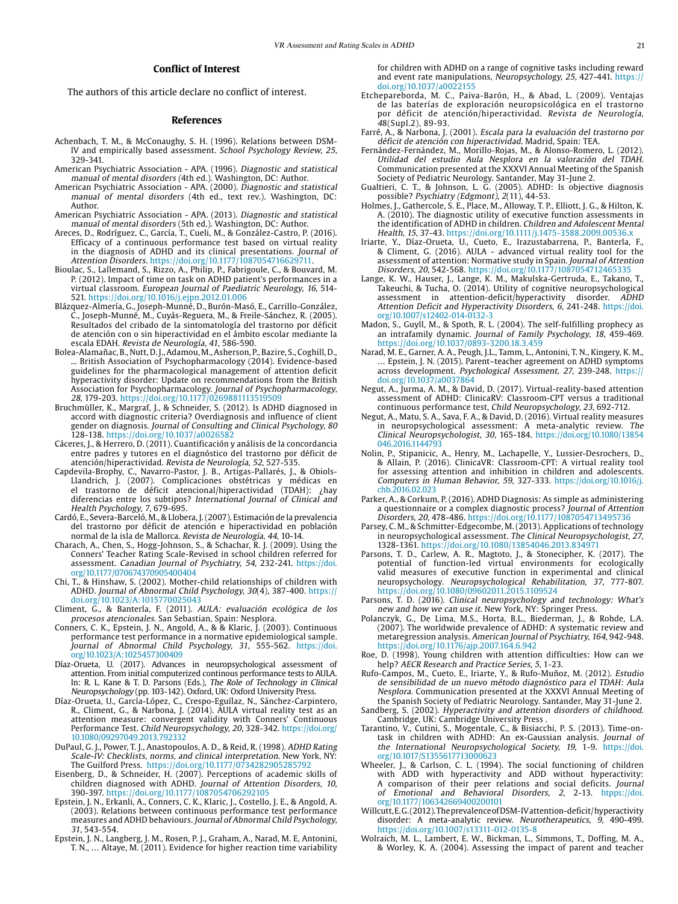## Conflict of Interest

The authors of this article declare no conflict of interest.

## References

Achenbach, T. M., & McConaughy, S. H. (1996). Relations between DSM-IV and empirically based assessment. *School Psychology Review, 25*, 329-341.

American Psychiatric Association - APA. (1996). *Diagnostic and statistical manual of mental disorders (*4th ed.). Washington, DC: Author.

American Psychiatric Association - APA. (2000). *Diagnostic and statistical manual of mental disorders* (4th ed., text rev.). Washington, DC: Author.

American Psychiatric Association - APA. (2013). *Diagnostic and statistical manual of mental disorders* (5th ed.). Washington, DC: Author.

Areces, D., Rodríguez, C., García, T., Cueli, M., & González-Castro, P. (2016). Efficacy of a continuous performance test based on virtual reality in the diagnosis of ADHD and its clinical presentations. *Journal of Attention Disorders*. https://doi.org/10.1177/1087054716629711.

Bioulac, S., Lallemand, S., Rizzo, A., Philip, P., Fabrigoule, C., & Bouvard, M. P. (2012). Impact of time on task on ADHD patient's performances in a virtual classroom. *European Journal of Paediatric Neurology, 16*, 514-521. https://doi.org/10.1016/j.ejpn.2012.01.006

Blázquez-Almería, G., Joseph-Munné, D., Burón-Masó, E., Carrillo-González, C., Joseph-Munné, M., Cuyás-Reguera, M., & Freile-Sánchez, R. (2005). Resultados del cribado de la sintomatología del trastorno por déficit de atención con o sin hiperactividad en el ámbito escolar mediante la escala EDAH. *Revista de Neurología, 41*, 586-590.

Bolea-Alamañac, B., Nutt, D. J., Adamou, M., Asherson, P., Bazire, S., Coghill, D., ... British Association of Psychopharmacology (2014). Evidence-based guidelines for the pharmacological management of attention deficit hyperactivity disorder: Update on recommendations from the British Association for Psychopharmacology. *Journal of Psychopharmacology, 28*, 179-203. https://doi.org/10.1177/0269881113519509

Bruchmüller, K., Margraf, J., & Schneider, S. (2012). Is ADHD diagnosed in accord with diagnostic criteria? Overdiagnosis and influence of client gender on diagnosis. *Journal of Consulting and Clinical Psychology, 80* 128-138. https://doi.org/10.1037/a0026582

Cáceres, J., & Herrero, D. (2011). Cuantificación y análisis de la concordancia entre padres y tutores en el diagnóstico del trastorno por déficit de atención/hiperactividad. *Revista de Neurología, 52*, 527-535.

Capdevila-Brophy, C., Navarro-Pastor, J. B., Artigas-Pallarés, J., & Obiols-Llandrich, J. (2007). Complicaciones obstétricas y médicas en el trastorno de déficit atencional/hiperactividad (TDAH): ¿hay diferencias entre los subtipos? *International Journal of Clinical and Health Psychology, 7*, 679-695.

Cardó, E., Severa-Barceló, M., & Llobera, J. (2007). Estimación de la prevalencia del trastorno por déficit de atención e hiperactividad en población normal de la isla de Mallorca. *Revista de Neurología, 44*, 10-14.

Charach, A., Chen, S., Hogg-Johnson, S., & Schachar, R. J. (2009). Using the Conners' Teacher Rating Scale-Revised in school children referred for assessment. *Canadian Journal of Psychiatry, 54*, 232-241. https://doi.org/10.1177/070674370905400404

Chi, T., & Hinshaw, S. (2002). Mother-child relationships of children with ADHD. *Journal of Abnormal Child Psychology, 30*(4), 387-400. https://doi.org/10.1023/A:1015770025043

Climent, G., & Banterla, F. (2011). *AULA: evaluación ecológica de los procesos atencionales*. San Sebastian, Spain: Nesplora.

Conners, C. K., Epstein, J. N., Angold, A., & & Klaric, J. (2003). Continuous performance test performance in a normative epidemiological sample. *Journal of Abnormal Child Psychology, 31*, 555-562. https://doi.org/10.1023/A:1025457300409

Díaz-Orueta, U. (2017). Advances in neuropsychological assessment of attention. From initial computerized continous performance tests to AULA. In: R. L. Kane & T. D. Parsons (Eds.), *The Role of Technology in Clinical Neuropsychology* (pp. 103-142). Oxford, UK: Oxford University Press.

Díaz-Orueta, U., García-López, C., Crespo-Eguílaz, N., Sánchez-Carpintero, R., Climent, G., & Narbona, J. (2014). AULA virtual reality test as an attention measure: convergent validity with Conners' Continuous Performance Test. *Child Neuropsychology, 20*, 328-342. https://doi.org/10.1080/09297049.2013.792332

DuPaul, G. J., Power, T. J., Anastopoulos, A. D., & Reid, R. (1998). *ADHD Rating Scale-IV: Checklists, norms, and clinical interpretation*. New York, NY: The Guilford Press. https://doi.org/10.1177/0734282905285792

Eisenberg, D., & Schneider, H. (2007). Perceptions of academic skills of children diagnosed with ADHD. *Journal of Attention Disorders, 10*, 390-397. https://doi.org/10.1177/1087054706292105

Epstein, J. N., Erkanli, A., Conners, C. K., Klaric, J., Costello, J. E., & Angold, A. (2003). Relations between continuous performance test performance measures and ADHD behaviours. *Journal of Abnormal Child Psychology, 31*, 543-554.

Epstein, J. N., Langberg, J. M., Rosen, P. J., Graham, A., Narad, M. E, Antonini, T. N., ... Altaye, M. (2011). Evidence for higher reaction time variability for children with ADHD on a range of cognitive tasks including reward and event rate manipulations, *Neuropsychology, 25*, 427-441. https://doi.org/10.1037/a0022155

Etchepareborda, M. C., Paiva-Barón, H., & Abad, L. (2009). Ventajas de las baterías de exploración neuropsicológica en el trastorno por déficit de atención/hiperactividad. *Revista de Neurología, 48*(Supl.2), 89-93.

Farré, A., & Narbona, J. (2001). *Escala para la evaluación del trastorno por déficit de atención con hiperactividad*. Madrid, Spain: TEA.

Fernández-Fernández, M., Morillo-Rojas, M., & Alonso-Romero, L. (2012). *Utilidad del estudio Aula Nesplora en la valoración del TDAH*. Communication presented at the XXXVI Annual Meeting of the Spanish Society of Pediatric Neurology. Santander, May 31-June 2.

Gualtieri, C. T., & Johnson, L. G. (2005). ADHD: Is objective diagnosis possible? *Psychiatry (Edgmont), 2*(11), 44-53.

Holmes, J., Gathercole, S. E., Place, M., Alloway, T. P., Elliott, J. G., & Hilton, K. A. (2010). The diagnostic utility of executive function assessments in the identification of ADHD in children. *Children and Adolescent Mental Health, 15*, 37-43. https://doi.org/10.1111/j.1475-3588.2009.00536.x

Iriarte, Y., Díaz-Orueta, U., Cueto, E., Irazustabarrena, P., Banterla, F., & Climent, G. (2016). AULA - advanced virtual reality tool for the assessment of attention: Normative study in Spain. *Journal of Attention Disorders, 20*, 542-568. https://doi.org/10.1177/1087054712465335

Lange, K. W., Hauser, J., Lange, K. M., Makulska-Gertruda, E., Takano, T., Takeuchi, & Tucha, O. (2014). Utility of cognitive neuropsychological assessment in attention-deficit/hyperactivity disorder. *ADHD Attention Deficit and Hyperactivity Disorders, 6*, 241-248. https://doi.org/10.1007/s12402-014-0132-3

Madon, S., Guyll, M., & Spoth, R. L. (2004). The self-fulfilling prophecy as an intrafamily dynamic. *Journal of Family Psychology, 18*, 459-469. https://doi.org/10.1037/0893-3200.18.3.459

Narad, M. E., Garner, A. A., Peugh, J.L., Tamm, L., Antonini, T. N., Kingery, K. M., ... Epstein, J. N. (2015). Parent–teacher agreement on ADHD symptoms across development. *Psychological Assessment, 27*, 239-248. https://doi.org/10.1037/a0037864

Negut, A., Jurma, A. M., & David, D. (2017). Virtual-reality-based attention assessment of ADHD: ClinicaRV: Classroom-CPT versus a traditional continuous performance test, *Child Neuropsychology, 23*, 692-712.

Negut, A., Matu, S. A., Sava, F. A., & David, D. (2016). Virtual reality measures in neuropsychological assessment: A meta-analytic review. *The Clinical Neuropsychologist, 30*, 165-184. https://doi.org/10.1080/13854046.2016.1144793

Nolin, P., Stipanicic, A., Henry, M., Lachapelle, Y., Lussier-Desrochers, D., & Allain, P. (2016). ClinicaVR: Classroom-CPT: A virtual reality tool for assessing attention and inhibition in children and adolescents. *Computers in Human Behavior, 59*, 327-333. https://doi.org/10.1016/j.chb.2016.02.023

Parker, A., & Corkum, P. (2016). ADHD Diagnosis: As simple as administering a questionnaire or a complex diagnostic process? *Journal of Attention Disorders, 20*, 478-486. https://doi.org/10.1177/1087054713495736

Parsey, C. M., & Schmitter-Edgecombe, M. (2013). Applications of technology in neuropsychological assessment. *The Clinical Neuropsychologist, 27*, 1328-1361. https://doi.org/10.1080/13854046.2013.834971

Parsons, T. D., Carlew, A. R., Magtoto, J., & Stonecipher, K. (2017). The potential of function-led virtual environments for ecologically valid measures of executive function in experimental and clinical neuropsychology. *Neuropsychological Rehabilitation, 37*, 777-807. https://doi.org/10.1080/09602011.2015.1109524

Parsons, T. D. (2016). *Clinical neuropsychology and technology: What's new and how we can use it*. New York, NY: Springer Press.

Polanczyk, G., De Lima, M.S., Horta, B.L., Biederman, J., & Rohde, L.A. (2007). The worldwide prevalence of ADHD: A systematic review and metaregression analysis. *American Journal of Psychiatry, 164*, 942-948. https://doi.org/10.1176/ajp.2007.164.6.942

Roe, D. (1998). Young children with attention difficulties: How can we help? *AECR Research and Practice Series, 5*, 1-23.

Rufo-Campos, M., Cueto, E., Iriarte, Y., & Rufo-Muñoz, M. (2012). *Estudio de sensibilidad de un nuevo método diagnóstico para el TDAH: Aula Nesplora*. Communication presented at the XXXVI Annual Meeting of the Spanish Society of Pediatric Neurology. Santander, May 31-June 2.

Sandberg, S. (2002). *Hyperactivity and attention disorders of childhood*. Cambridge, UK: Cambridge University Press .

Tarantino, V., Cutini, S., Mogentale, C., & Bisiacchi, P. S. (2013). Time-on-task in children with ADHD: An ex-Gaussian analysis. *Journal of the International Neuropsychological Society, 19*, 1-9. https://doi.org/10.1017/S1355617713000623

Wheeler, J., & Carlson, C. L. (1994). The social functioning of children with ADD with hyperactivity and ADD without hyperactivity: A comparison of their peer relations and social deficits. *Journal of Emotional and Behavioral Disorders, 2*, 2-13. https://doi.org/10.1177/106342669400200101

Willcutt, E. G. (2012). The prevalence of DSM-IV attention-deficit/hyperactivity disorder: A meta-analytic review. *Neurotherapeutics, 9*, 490-499. https://doi.org/10.1007/s13311-012-0135-8

Wolraich, M. L., Lambert, E. W., Bickman, L., Simmons, T., Doffing, M. A., & Worley, K. A. (2004). Assessing the impact of parent and teacher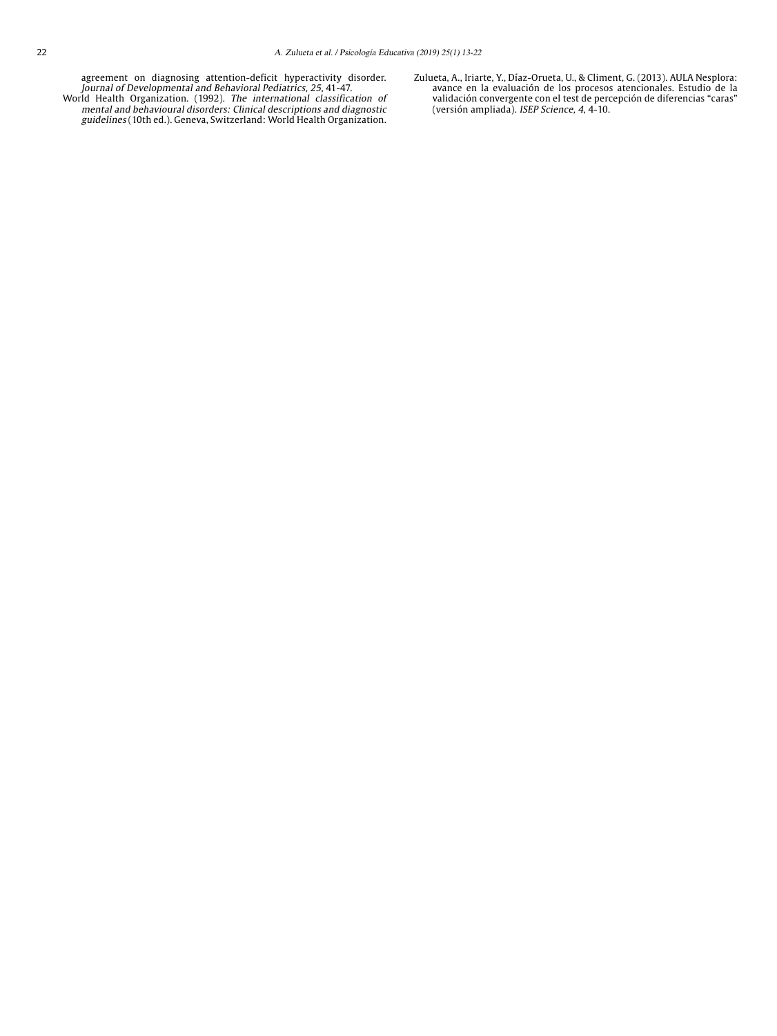agreement on diagnosing attention-deficit hyperactivity disorder. *Journal of Developmental and Behavioral Pediatrics, 25*, 41-47.

World Health Organization. (1992). *The international classification of mental and behavioural disorders: Clinical descriptions and diagnostic guidelines* (10th ed.). Geneva, Switzerland: World Health Organization.

Zulueta, A., Iriarte, Y., Díaz-Orueta, U., & Climent, G. (2013). AULA Nesplora: avance en la evaluación de los procesos atencionales. Estudio de la validación convergente con el test de percepción de diferencias "caras" (versión ampliada). *ISEP Science, 4*, 4-10.